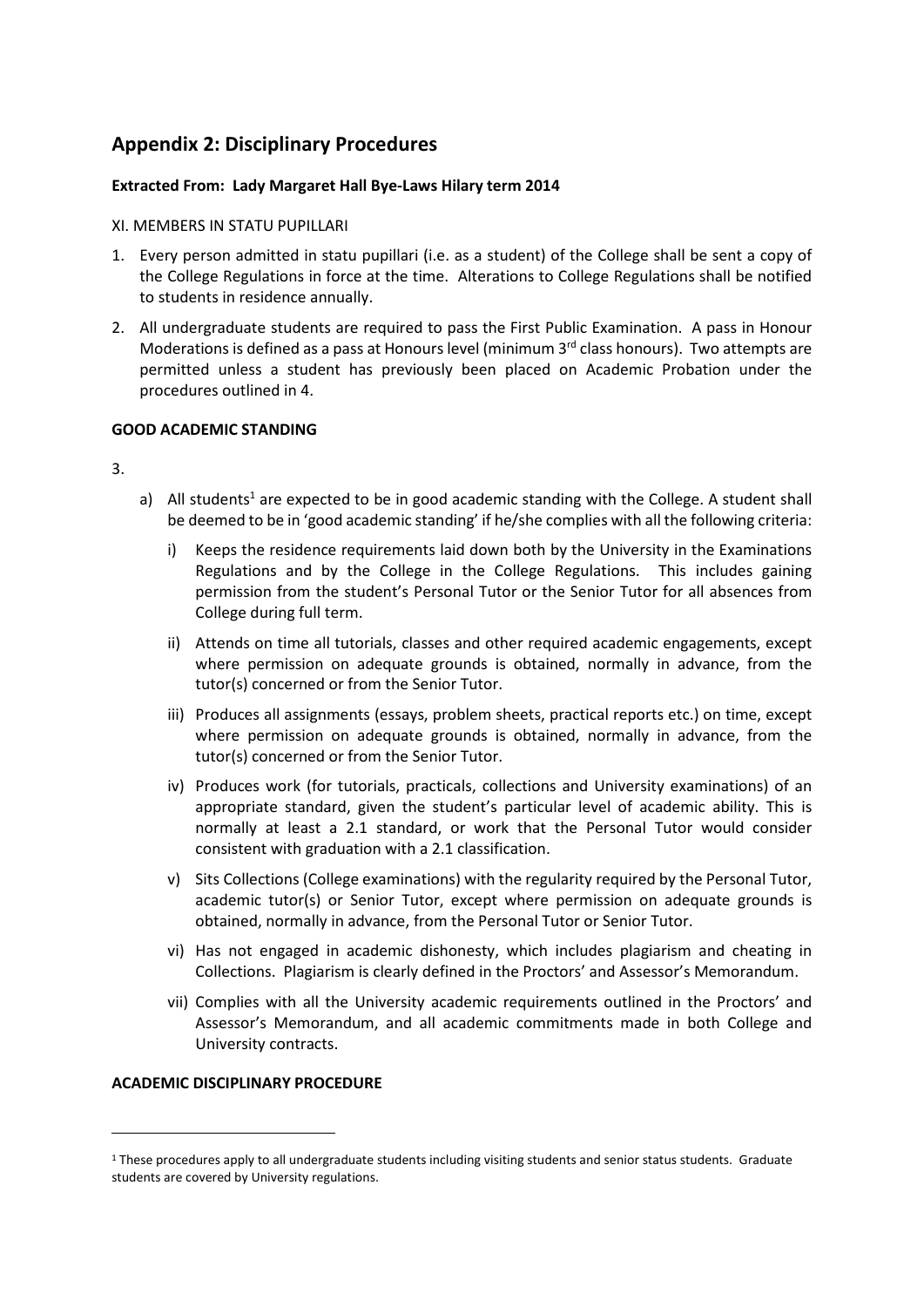# Appendix 2: Disciplinary Procedures

**Extracted From: Lady Margaret Hall Bye-Laws Hilary term 2014**

XI. MEMBERS IN STATU PUPILLARI

1. Every person admitted in statu pupillari (i.e. as a student) of the College shall be sent a copy of the College Regulations in force at the time. Alterations to College Regulations shall be notified to students in residence annually.
2. All undergraduate students are required to pass the First Public Examination. A pass in Honour Moderations is defined as a pass at Honours level (minimum 3rd class honours). Two attempts are permitted unless a student has previously been placed on Academic Probation under the procedures outlined in 4.

**GOOD ACADEMIC STANDING**

3.

a) All students[1] are expected to be in good academic standing with the College. A student shall be deemed to be in 'good academic standing' if he/she complies with all the following criteria:

   i) Keeps the residence requirements laid down both by the University in the Examinations Regulations and by the College in the College Regulations. This includes gaining permission from the student's Personal Tutor or the Senior Tutor for all absences from College during full term.

   ii) Attends on time all tutorials, classes and other required academic engagements, except where permission on adequate grounds is obtained, normally in advance, from the tutor(s) concerned or from the Senior Tutor.

   iii) Produces all assignments (essays, problem sheets, practical reports etc.) on time, except where permission on adequate grounds is obtained, normally in advance, from the tutor(s) concerned or from the Senior Tutor.

   iv) Produces work (for tutorials, practicals, collections and University examinations) of an appropriate standard, given the student's particular level of academic ability. This is normally at least a 2.1 standard, or work that the Personal Tutor would consider consistent with graduation with a 2.1 classification.

   v) Sits Collections (College examinations) with the regularity required by the Personal Tutor, academic tutor(s) or Senior Tutor, except where permission on adequate grounds is obtained, normally in advance, from the Personal Tutor or Senior Tutor.

   vi) Has not engaged in academic dishonesty, which includes plagiarism and cheating in Collections. Plagiarism is clearly defined in the Proctors' and Assessor's Memorandum.

   vii) Complies with all the University academic requirements outlined in the Proctors' and Assessor's Memorandum, and all academic commitments made in both College and University contracts.

**ACADEMIC DISCIPLINARY PROCEDURE**

[1] These procedures apply to all undergraduate students including visiting students and senior status students. Graduate students are covered by University regulations.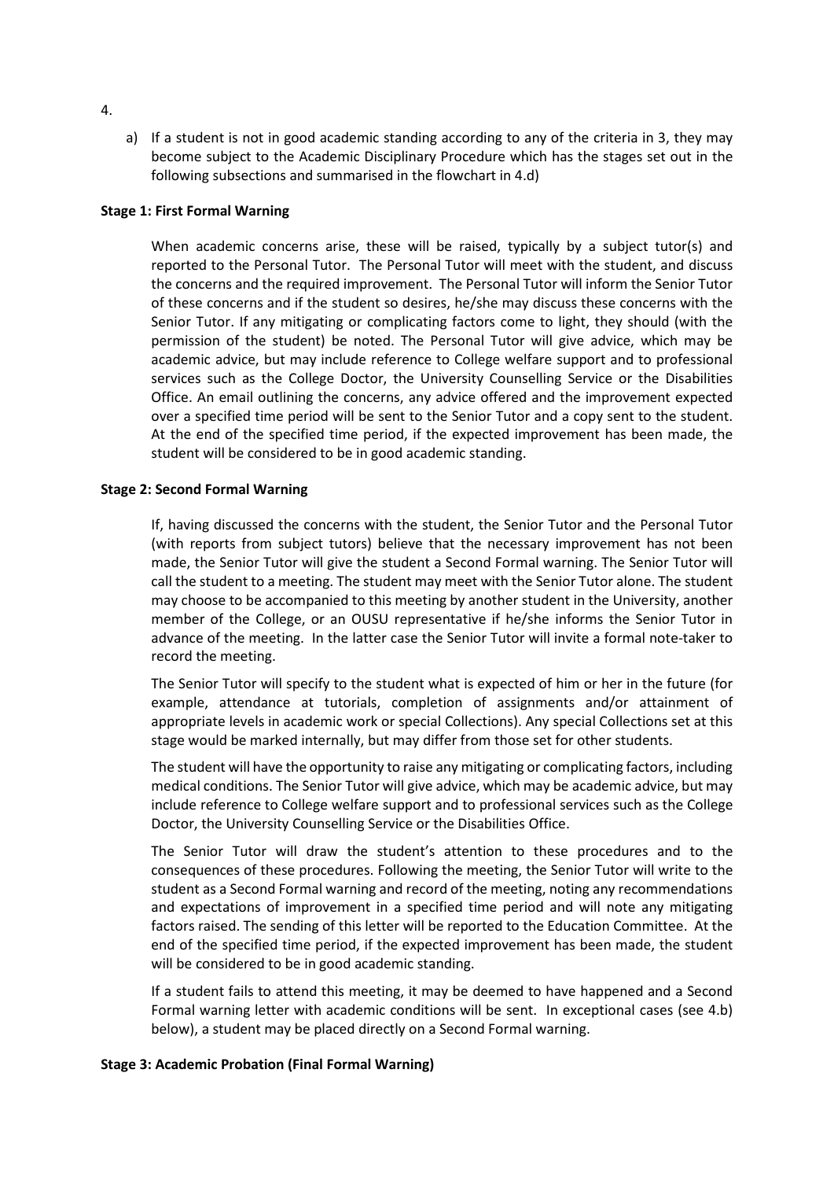4.

a) If a student is not in good academic standing according to any of the criteria in 3, they may become subject to the Academic Disciplinary Procedure which has the stages set out in the following subsections and summarised in the flowchart in 4.d)

**Stage 1: First Formal Warning**

When academic concerns arise, these will be raised, typically by a subject tutor(s) and reported to the Personal Tutor. The Personal Tutor will meet with the student, and discuss the concerns and the required improvement. The Personal Tutor will inform the Senior Tutor of these concerns and if the student so desires, he/she may discuss these concerns with the Senior Tutor. If any mitigating or complicating factors come to light, they should (with the permission of the student) be noted. The Personal Tutor will give advice, which may be academic advice, but may include reference to College welfare support and to professional services such as the College Doctor, the University Counselling Service or the Disabilities Office. An email outlining the concerns, any advice offered and the improvement expected over a specified time period will be sent to the Senior Tutor and a copy sent to the student. At the end of the specified time period, if the expected improvement has been made, the student will be considered to be in good academic standing.

**Stage 2: Second Formal Warning**

If, having discussed the concerns with the student, the Senior Tutor and the Personal Tutor (with reports from subject tutors) believe that the necessary improvement has not been made, the Senior Tutor will give the student a Second Formal warning. The Senior Tutor will call the student to a meeting. The student may meet with the Senior Tutor alone. The student may choose to be accompanied to this meeting by another student in the University, another member of the College, or an OUSU representative if he/she informs the Senior Tutor in advance of the meeting. In the latter case the Senior Tutor will invite a formal note-taker to record the meeting.

The Senior Tutor will specify to the student what is expected of him or her in the future (for example, attendance at tutorials, completion of assignments and/or attainment of appropriate levels in academic work or special Collections). Any special Collections set at this stage would be marked internally, but may differ from those set for other students.

The student will have the opportunity to raise any mitigating or complicating factors, including medical conditions. The Senior Tutor will give advice, which may be academic advice, but may include reference to College welfare support and to professional services such as the College Doctor, the University Counselling Service or the Disabilities Office.

The Senior Tutor will draw the student's attention to these procedures and to the consequences of these procedures. Following the meeting, the Senior Tutor will write to the student as a Second Formal warning and record of the meeting, noting any recommendations and expectations of improvement in a specified time period and will note any mitigating factors raised. The sending of this letter will be reported to the Education Committee. At the end of the specified time period, if the expected improvement has been made, the student will be considered to be in good academic standing.

If a student fails to attend this meeting, it may be deemed to have happened and a Second Formal warning letter with academic conditions will be sent. In exceptional cases (see 4.b) below), a student may be placed directly on a Second Formal warning.

**Stage 3: Academic Probation (Final Formal Warning)**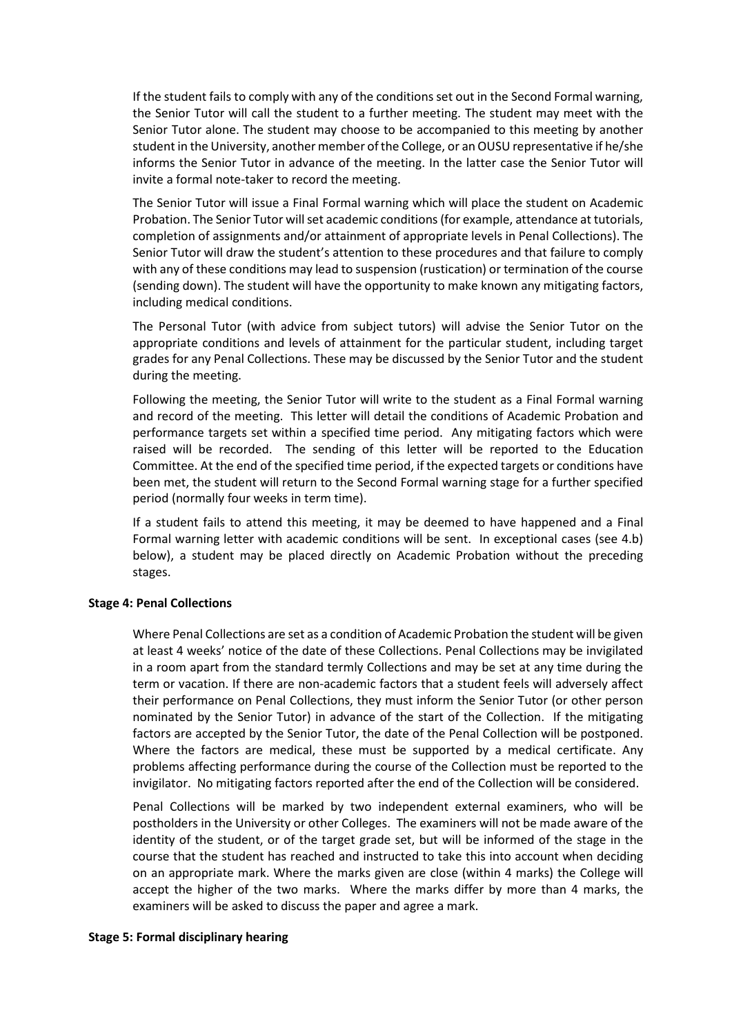If the student fails to comply with any of the conditions set out in the Second Formal warning, the Senior Tutor will call the student to a further meeting. The student may meet with the Senior Tutor alone. The student may choose to be accompanied to this meeting by another student in the University, another member of the College, or an OUSU representative if he/she informs the Senior Tutor in advance of the meeting. In the latter case the Senior Tutor will invite a formal note-taker to record the meeting.

The Senior Tutor will issue a Final Formal warning which will place the student on Academic Probation. The Senior Tutor will set academic conditions (for example, attendance at tutorials, completion of assignments and/or attainment of appropriate levels in Penal Collections). The Senior Tutor will draw the student's attention to these procedures and that failure to comply with any of these conditions may lead to suspension (rustication) or termination of the course (sending down). The student will have the opportunity to make known any mitigating factors, including medical conditions.

The Personal Tutor (with advice from subject tutors) will advise the Senior Tutor on the appropriate conditions and levels of attainment for the particular student, including target grades for any Penal Collections. These may be discussed by the Senior Tutor and the student during the meeting.

Following the meeting, the Senior Tutor will write to the student as a Final Formal warning and record of the meeting. This letter will detail the conditions of Academic Probation and performance targets set within a specified time period. Any mitigating factors which were raised will be recorded. The sending of this letter will be reported to the Education Committee. At the end of the specified time period, if the expected targets or conditions have been met, the student will return to the Second Formal warning stage for a further specified period (normally four weeks in term time).

If a student fails to attend this meeting, it may be deemed to have happened and a Final Formal warning letter with academic conditions will be sent. In exceptional cases (see 4.b) below), a student may be placed directly on Academic Probation without the preceding stages.

**Stage 4: Penal Collections**

Where Penal Collections are set as a condition of Academic Probation the student will be given at least 4 weeks' notice of the date of these Collections. Penal Collections may be invigilated in a room apart from the standard termly Collections and may be set at any time during the term or vacation. If there are non-academic factors that a student feels will adversely affect their performance on Penal Collections, they must inform the Senior Tutor (or other person nominated by the Senior Tutor) in advance of the start of the Collection. If the mitigating factors are accepted by the Senior Tutor, the date of the Penal Collection will be postponed. Where the factors are medical, these must be supported by a medical certificate. Any problems affecting performance during the course of the Collection must be reported to the invigilator. No mitigating factors reported after the end of the Collection will be considered.

Penal Collections will be marked by two independent external examiners, who will be postholders in the University or other Colleges. The examiners will not be made aware of the identity of the student, or of the target grade set, but will be informed of the stage in the course that the student has reached and instructed to take this into account when deciding on an appropriate mark. Where the marks given are close (within 4 marks) the College will accept the higher of the two marks. Where the marks differ by more than 4 marks, the examiners will be asked to discuss the paper and agree a mark.

**Stage 5: Formal disciplinary hearing**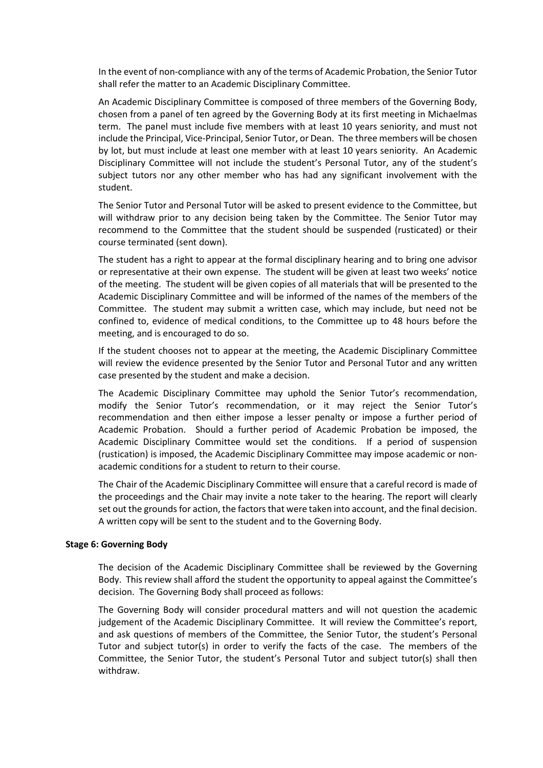In the event of non-compliance with any of the terms of Academic Probation, the Senior Tutor shall refer the matter to an Academic Disciplinary Committee.

An Academic Disciplinary Committee is composed of three members of the Governing Body, chosen from a panel of ten agreed by the Governing Body at its first meeting in Michaelmas term. The panel must include five members with at least 10 years seniority, and must not include the Principal, Vice-Principal, Senior Tutor, or Dean. The three members will be chosen by lot, but must include at least one member with at least 10 years seniority. An Academic Disciplinary Committee will not include the student's Personal Tutor, any of the student's subject tutors nor any other member who has had any significant involvement with the student.

The Senior Tutor and Personal Tutor will be asked to present evidence to the Committee, but will withdraw prior to any decision being taken by the Committee. The Senior Tutor may recommend to the Committee that the student should be suspended (rusticated) or their course terminated (sent down).

The student has a right to appear at the formal disciplinary hearing and to bring one advisor or representative at their own expense. The student will be given at least two weeks' notice of the meeting. The student will be given copies of all materials that will be presented to the Academic Disciplinary Committee and will be informed of the names of the members of the Committee. The student may submit a written case, which may include, but need not be confined to, evidence of medical conditions, to the Committee up to 48 hours before the meeting, and is encouraged to do so.

If the student chooses not to appear at the meeting, the Academic Disciplinary Committee will review the evidence presented by the Senior Tutor and Personal Tutor and any written case presented by the student and make a decision.

The Academic Disciplinary Committee may uphold the Senior Tutor's recommendation, modify the Senior Tutor's recommendation, or it may reject the Senior Tutor's recommendation and then either impose a lesser penalty or impose a further period of Academic Probation. Should a further period of Academic Probation be imposed, the Academic Disciplinary Committee would set the conditions. If a period of suspension (rustication) is imposed, the Academic Disciplinary Committee may impose academic or non-academic conditions for a student to return to their course.

The Chair of the Academic Disciplinary Committee will ensure that a careful record is made of the proceedings and the Chair may invite a note taker to the hearing. The report will clearly set out the grounds for action, the factors that were taken into account, and the final decision. A written copy will be sent to the student and to the Governing Body.

**Stage 6: Governing Body**

The decision of the Academic Disciplinary Committee shall be reviewed by the Governing Body. This review shall afford the student the opportunity to appeal against the Committee's decision. The Governing Body shall proceed as follows:

The Governing Body will consider procedural matters and will not question the academic judgement of the Academic Disciplinary Committee. It will review the Committee's report, and ask questions of members of the Committee, the Senior Tutor, the student's Personal Tutor and subject tutor(s) in order to verify the facts of the case. The members of the Committee, the Senior Tutor, the student's Personal Tutor and subject tutor(s) shall then withdraw.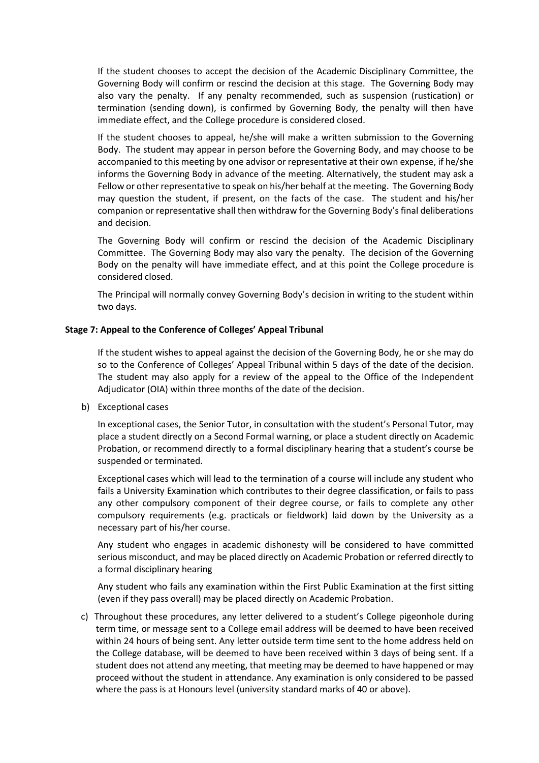If the student chooses to accept the decision of the Academic Disciplinary Committee, the Governing Body will confirm or rescind the decision at this stage. The Governing Body may also vary the penalty. If any penalty recommended, such as suspension (rustication) or termination (sending down), is confirmed by Governing Body, the penalty will then have immediate effect, and the College procedure is considered closed.

If the student chooses to appeal, he/she will make a written submission to the Governing Body. The student may appear in person before the Governing Body, and may choose to be accompanied to this meeting by one advisor or representative at their own expense, if he/she informs the Governing Body in advance of the meeting. Alternatively, the student may ask a Fellow or other representative to speak on his/her behalf at the meeting. The Governing Body may question the student, if present, on the facts of the case. The student and his/her companion or representative shall then withdraw for the Governing Body's final deliberations and decision.

The Governing Body will confirm or rescind the decision of the Academic Disciplinary Committee. The Governing Body may also vary the penalty. The decision of the Governing Body on the penalty will have immediate effect, and at this point the College procedure is considered closed.

The Principal will normally convey Governing Body's decision in writing to the student within two days.

**Stage 7: Appeal to the Conference of Colleges' Appeal Tribunal**

If the student wishes to appeal against the decision of the Governing Body, he or she may do so to the Conference of Colleges' Appeal Tribunal within 5 days of the date of the decision. The student may also apply for a review of the appeal to the Office of the Independent Adjudicator (OIA) within three months of the date of the decision.

b) Exceptional cases

In exceptional cases, the Senior Tutor, in consultation with the student's Personal Tutor, may place a student directly on a Second Formal warning, or place a student directly on Academic Probation, or recommend directly to a formal disciplinary hearing that a student's course be suspended or terminated.

Exceptional cases which will lead to the termination of a course will include any student who fails a University Examination which contributes to their degree classification, or fails to pass any other compulsory component of their degree course, or fails to complete any other compulsory requirements (e.g. practicals or fieldwork) laid down by the University as a necessary part of his/her course.

Any student who engages in academic dishonesty will be considered to have committed serious misconduct, and may be placed directly on Academic Probation or referred directly to a formal disciplinary hearing

Any student who fails any examination within the First Public Examination at the first sitting (even if they pass overall) may be placed directly on Academic Probation.

c) Throughout these procedures, any letter delivered to a student's College pigeonhole during term time, or message sent to a College email address will be deemed to have been received within 24 hours of being sent. Any letter outside term time sent to the home address held on the College database, will be deemed to have been received within 3 days of being sent. If a student does not attend any meeting, that meeting may be deemed to have happened or may proceed without the student in attendance. Any examination is only considered to be passed where the pass is at Honours level (university standard marks of 40 or above).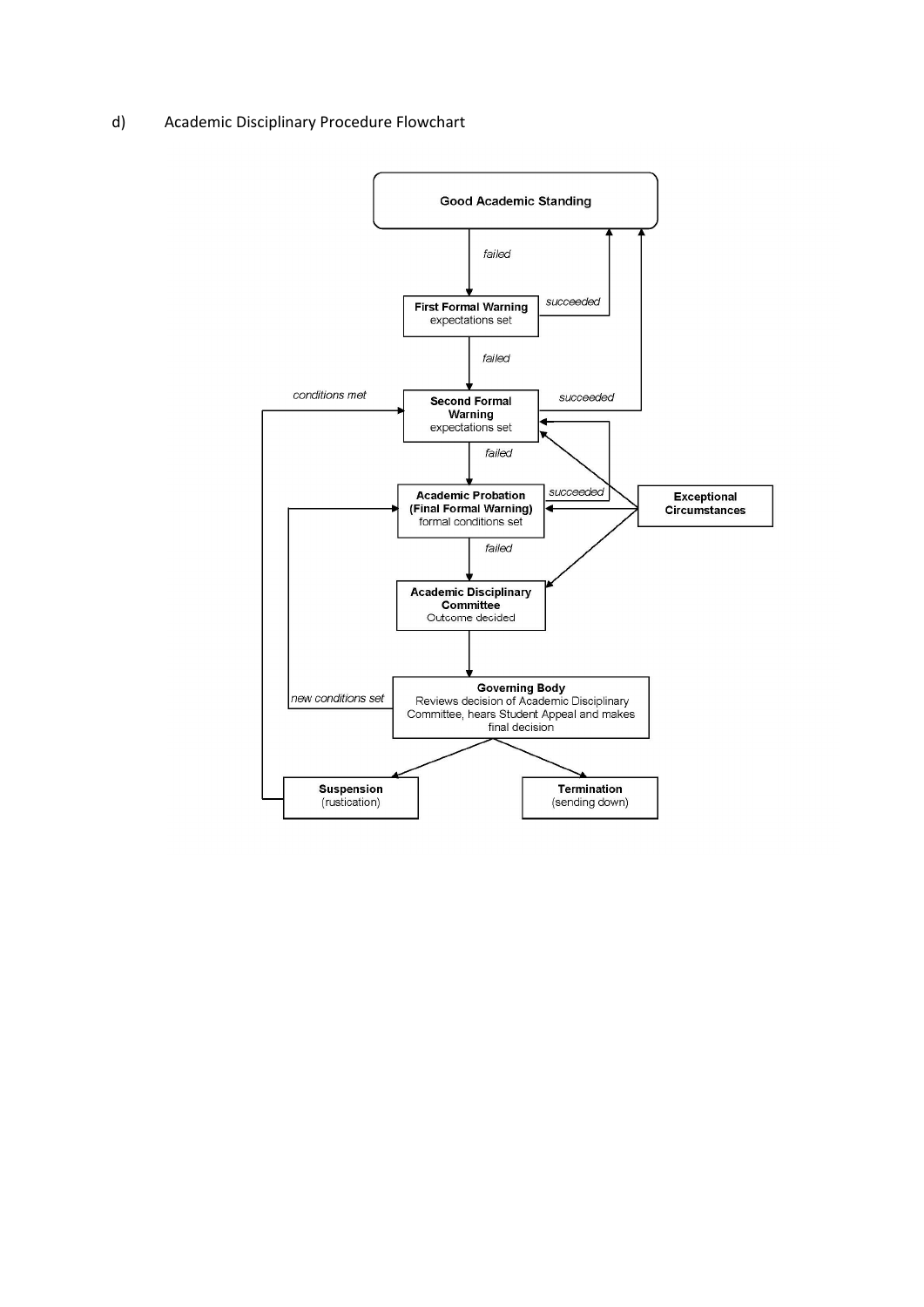d) Academic Disciplinary Procedure Flowchart

**Good Academic Standing**

*failed*

**First Formal Warning**
expectations set

*succeeded*

*failed*

*conditions met*

**Second Formal Warning**
expectations set

*succeeded*

*failed*

**Academic Probation (Final Formal Warning)**
formal conditions set

*succeeded*

**Exceptional Circumstances**

*failed*

**Academic Disciplinary Committee**
Outcome decided

**Governing Body**
Reviews decision of Academic Disciplinary Committee, hears Student Appeal and makes final decision

*new conditions set*

**Suspension**
(rustication)

**Termination**
(sending down)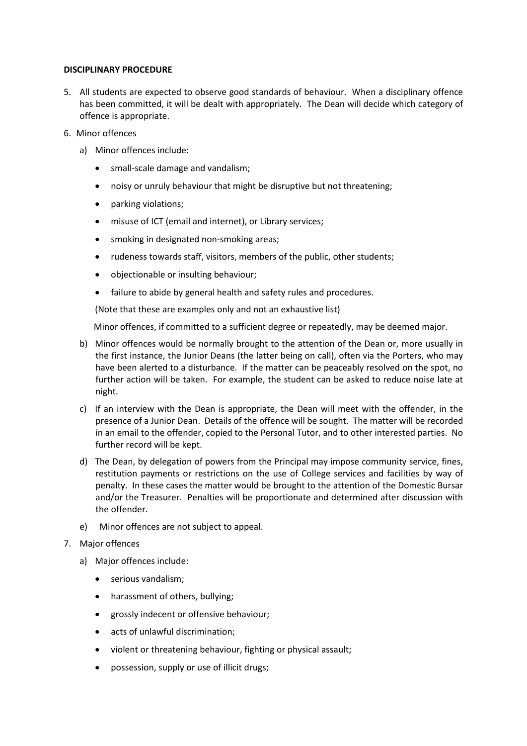**DISCIPLINARY PROCEDURE**

5. All students are expected to observe good standards of behaviour. When a disciplinary offence has been committed, it will be dealt with appropriately. The Dean will decide which category of offence is appropriate.

6. Minor offences

   a) Minor offences include:

      - small-scale damage and vandalism;
      - noisy or unruly behaviour that might be disruptive but not threatening;
      - parking violations;
      - misuse of ICT (email and internet), or Library services;
      - smoking in designated non-smoking areas;
      - rudeness towards staff, visitors, members of the public, other students;
      - objectionable or insulting behaviour;
      - failure to abide by general health and safety rules and procedures.

      (Note that these are examples only and not an exhaustive list)

      Minor offences, if committed to a sufficient degree or repeatedly, may be deemed major.

   b) Minor offences would be normally brought to the attention of the Dean or, more usually in the first instance, the Junior Deans (the latter being on call), often via the Porters, who may have been alerted to a disturbance. If the matter can be peaceably resolved on the spot, no further action will be taken. For example, the student can be asked to reduce noise late at night.

   c) If an interview with the Dean is appropriate, the Dean will meet with the offender, in the presence of a Junior Dean. Details of the offence will be sought. The matter will be recorded in an email to the offender, copied to the Personal Tutor, and to other interested parties. No further record will be kept.

   d) The Dean, by delegation of powers from the Principal may impose community service, fines, restitution payments or restrictions on the use of College services and facilities by way of penalty. In these cases the matter would be brought to the attention of the Domestic Bursar and/or the Treasurer. Penalties will be proportionate and determined after discussion with the offender.

   e) Minor offences are not subject to appeal.

7. Major offences

   a) Major offences include:

      - serious vandalism;
      - harassment of others, bullying;
      - grossly indecent or offensive behaviour;
      - acts of unlawful discrimination;
      - violent or threatening behaviour, fighting or physical assault;
      - possession, supply or use of illicit drugs;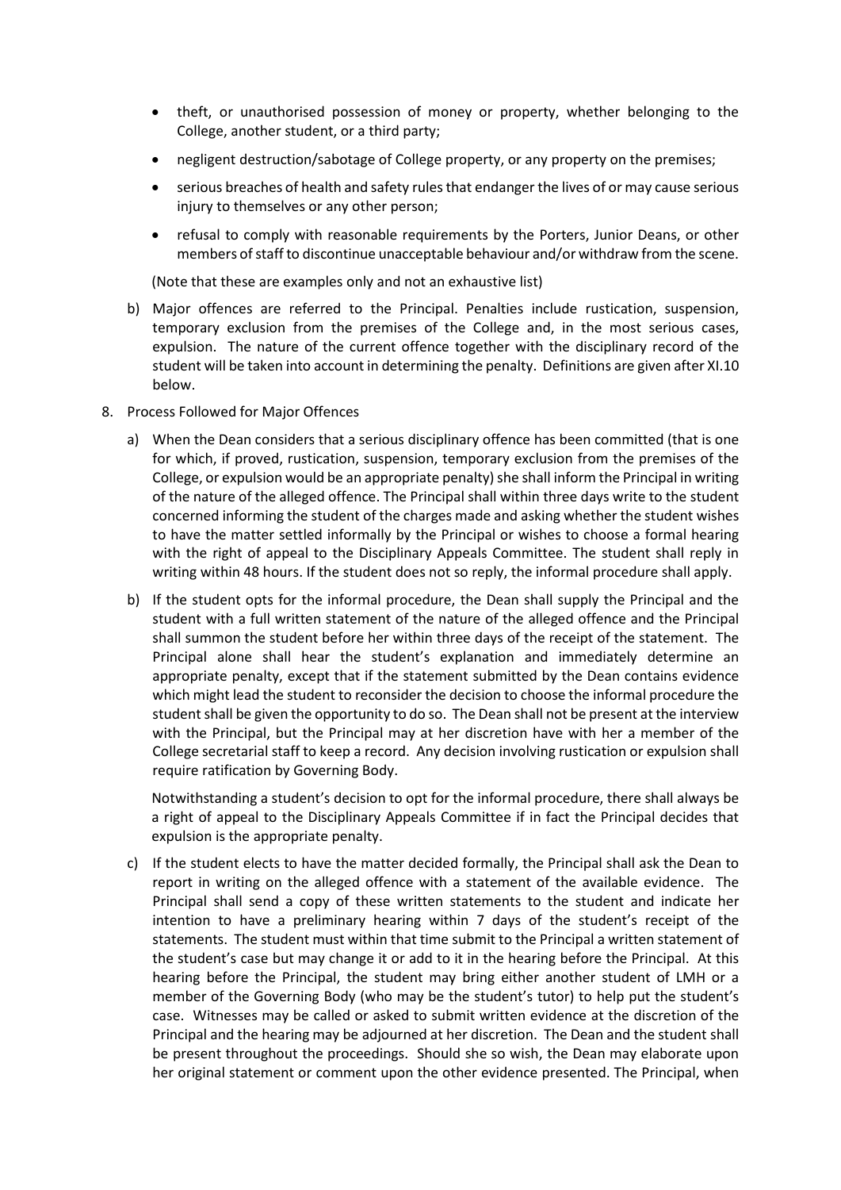- theft, or unauthorised possession of money or property, whether belonging to the College, another student, or a third party;
- negligent destruction/sabotage of College property, or any property on the premises;
- serious breaches of health and safety rules that endanger the lives of or may cause serious injury to themselves or any other person;
- refusal to comply with reasonable requirements by the Porters, Junior Deans, or other members of staff to discontinue unacceptable behaviour and/or withdraw from the scene.

(Note that these are examples only and not an exhaustive list)

b) Major offences are referred to the Principal. Penalties include rustication, suspension, temporary exclusion from the premises of the College and, in the most serious cases, expulsion. The nature of the current offence together with the disciplinary record of the student will be taken into account in determining the penalty. Definitions are given after XI.10 below.

8. Process Followed for Major Offences

a) When the Dean considers that a serious disciplinary offence has been committed (that is one for which, if proved, rustication, suspension, temporary exclusion from the premises of the College, or expulsion would be an appropriate penalty) she shall inform the Principal in writing of the nature of the alleged offence. The Principal shall within three days write to the student concerned informing the student of the charges made and asking whether the student wishes to have the matter settled informally by the Principal or wishes to choose a formal hearing with the right of appeal to the Disciplinary Appeals Committee. The student shall reply in writing within 48 hours. If the student does not so reply, the informal procedure shall apply.

b) If the student opts for the informal procedure, the Dean shall supply the Principal and the student with a full written statement of the nature of the alleged offence and the Principal shall summon the student before her within three days of the receipt of the statement. The Principal alone shall hear the student's explanation and immediately determine an appropriate penalty, except that if the statement submitted by the Dean contains evidence which might lead the student to reconsider the decision to choose the informal procedure the student shall be given the opportunity to do so. The Dean shall not be present at the interview with the Principal, but the Principal may at her discretion have with her a member of the College secretarial staff to keep a record. Any decision involving rustication or expulsion shall require ratification by Governing Body.

   Notwithstanding a student's decision to opt for the informal procedure, there shall always be a right of appeal to the Disciplinary Appeals Committee if in fact the Principal decides that expulsion is the appropriate penalty.

c) If the student elects to have the matter decided formally, the Principal shall ask the Dean to report in writing on the alleged offence with a statement of the available evidence. The Principal shall send a copy of these written statements to the student and indicate her intention to have a preliminary hearing within 7 days of the student's receipt of the statements. The student must within that time submit to the Principal a written statement of the student's case but may change it or add to it in the hearing before the Principal. At this hearing before the Principal, the student may bring either another student of LMH or a member of the Governing Body (who may be the student's tutor) to help put the student's case. Witnesses may be called or asked to submit written evidence at the discretion of the Principal and the hearing may be adjourned at her discretion. The Dean and the student shall be present throughout the proceedings. Should she so wish, the Dean may elaborate upon her original statement or comment upon the other evidence presented. The Principal, when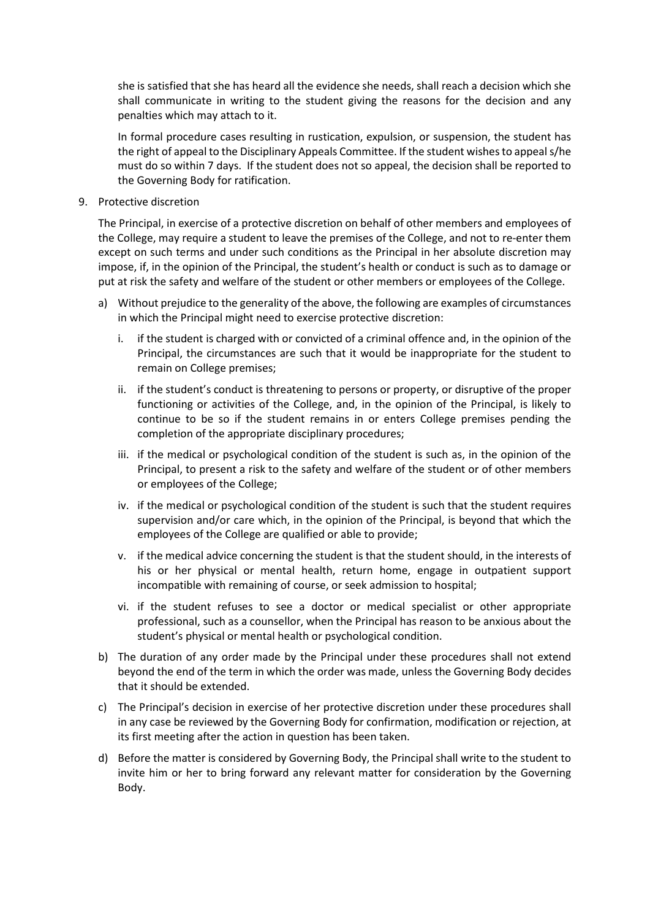she is satisfied that she has heard all the evidence she needs, shall reach a decision which she shall communicate in writing to the student giving the reasons for the decision and any penalties which may attach to it.

In formal procedure cases resulting in rustication, expulsion, or suspension, the student has the right of appeal to the Disciplinary Appeals Committee. If the student wishes to appeal s/he must do so within 7 days. If the student does not so appeal, the decision shall be reported to the Governing Body for ratification.

9. Protective discretion

The Principal, in exercise of a protective discretion on behalf of other members and employees of the College, may require a student to leave the premises of the College, and not to re-enter them except on such terms and under such conditions as the Principal in her absolute discretion may impose, if, in the opinion of the Principal, the student's health or conduct is such as to damage or put at risk the safety and welfare of the student or other members or employees of the College.

a) Without prejudice to the generality of the above, the following are examples of circumstances in which the Principal might need to exercise protective discretion:
   i. if the student is charged with or convicted of a criminal offence and, in the opinion of the Principal, the circumstances are such that it would be inappropriate for the student to remain on College premises;
   ii. if the student's conduct is threatening to persons or property, or disruptive of the proper functioning or activities of the College, and, in the opinion of the Principal, is likely to continue to be so if the student remains in or enters College premises pending the completion of the appropriate disciplinary procedures;
   iii. if the medical or psychological condition of the student is such as, in the opinion of the Principal, to present a risk to the safety and welfare of the student or of other members or employees of the College;
   iv. if the medical or psychological condition of the student is such that the student requires supervision and/or care which, in the opinion of the Principal, is beyond that which the employees of the College are qualified or able to provide;
   v. if the medical advice concerning the student is that the student should, in the interests of his or her physical or mental health, return home, engage in outpatient support incompatible with remaining of course, or seek admission to hospital;
   vi. if the student refuses to see a doctor or medical specialist or other appropriate professional, such as a counsellor, when the Principal has reason to be anxious about the student's physical or mental health or psychological condition.
b) The duration of any order made by the Principal under these procedures shall not extend beyond the end of the term in which the order was made, unless the Governing Body decides that it should be extended.
c) The Principal's decision in exercise of her protective discretion under these procedures shall in any case be reviewed by the Governing Body for confirmation, modification or rejection, at its first meeting after the action in question has been taken.
d) Before the matter is considered by Governing Body, the Principal shall write to the student to invite him or her to bring forward any relevant matter for consideration by the Governing Body.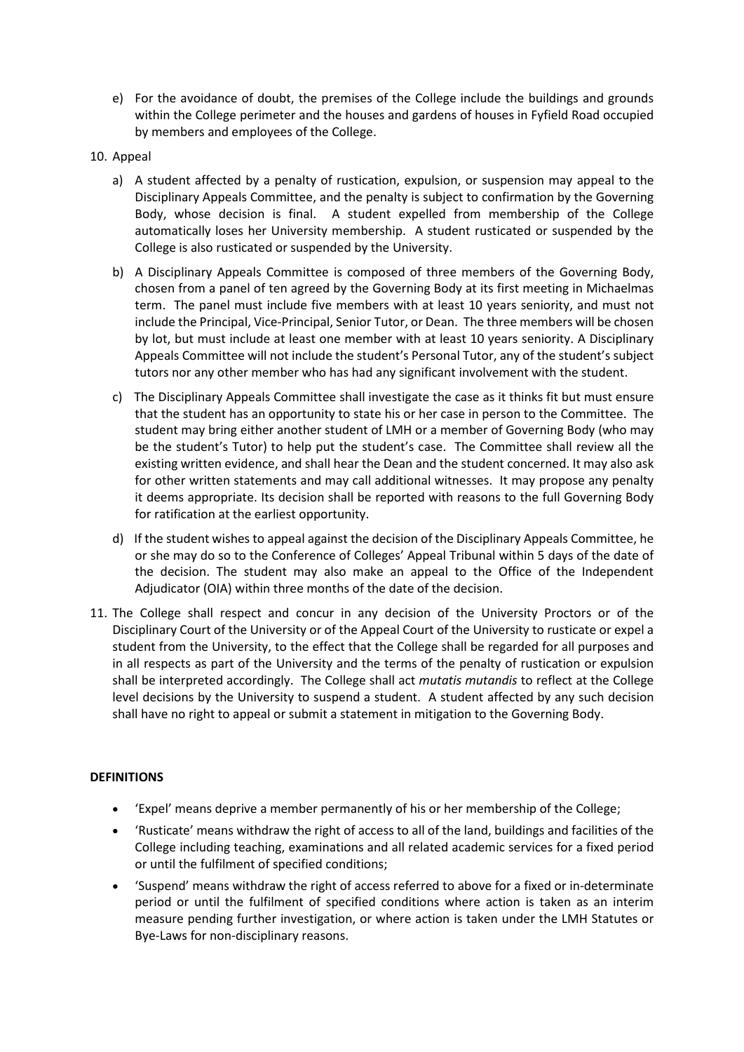e) For the avoidance of doubt, the premises of the College include the buildings and grounds within the College perimeter and the houses and gardens of houses in Fyfield Road occupied by members and employees of the College.

10. Appeal

    a) A student affected by a penalty of rustication, expulsion, or suspension may appeal to the Disciplinary Appeals Committee, and the penalty is subject to confirmation by the Governing Body, whose decision is final. A student expelled from membership of the College automatically loses her University membership. A student rusticated or suspended by the College is also rusticated or suspended by the University.

    b) A Disciplinary Appeals Committee is composed of three members of the Governing Body, chosen from a panel of ten agreed by the Governing Body at its first meeting in Michaelmas term. The panel must include five members with at least 10 years seniority, and must not include the Principal, Vice-Principal, Senior Tutor, or Dean. The three members will be chosen by lot, but must include at least one member with at least 10 years seniority. A Disciplinary Appeals Committee will not include the student's Personal Tutor, any of the student's subject tutors nor any other member who has had any significant involvement with the student.

    c) The Disciplinary Appeals Committee shall investigate the case as it thinks fit but must ensure that the student has an opportunity to state his or her case in person to the Committee. The student may bring either another student of LMH or a member of Governing Body (who may be the student's Tutor) to help put the student's case. The Committee shall review all the existing written evidence, and shall hear the Dean and the student concerned. It may also ask for other written statements and may call additional witnesses. It may propose any penalty it deems appropriate. Its decision shall be reported with reasons to the full Governing Body for ratification at the earliest opportunity.

    d) If the student wishes to appeal against the decision of the Disciplinary Appeals Committee, he or she may do so to the Conference of Colleges' Appeal Tribunal within 5 days of the date of the decision. The student may also make an appeal to the Office of the Independent Adjudicator (OIA) within three months of the date of the decision.

11. The College shall respect and concur in any decision of the University Proctors or of the Disciplinary Court of the University or of the Appeal Court of the University to rusticate or expel a student from the University, to the effect that the College shall be regarded for all purposes and in all respects as part of the University and the terms of the penalty of rustication or expulsion shall be interpreted accordingly. The College shall act *mutatis mutandis* to reflect at the College level decisions by the University to suspend a student. A student affected by any such decision shall have no right to appeal or submit a statement in mitigation to the Governing Body.

**DEFINITIONS**

- 'Expel' means deprive a member permanently of his or her membership of the College;
- 'Rusticate' means withdraw the right of access to all of the land, buildings and facilities of the College including teaching, examinations and all related academic services for a fixed period or until the fulfilment of specified conditions;
- 'Suspend' means withdraw the right of access referred to above for a fixed or in-determinate period or until the fulfilment of specified conditions where action is taken as an interim measure pending further investigation, or where action is taken under the LMH Statutes or Bye-Laws for non-disciplinary reasons.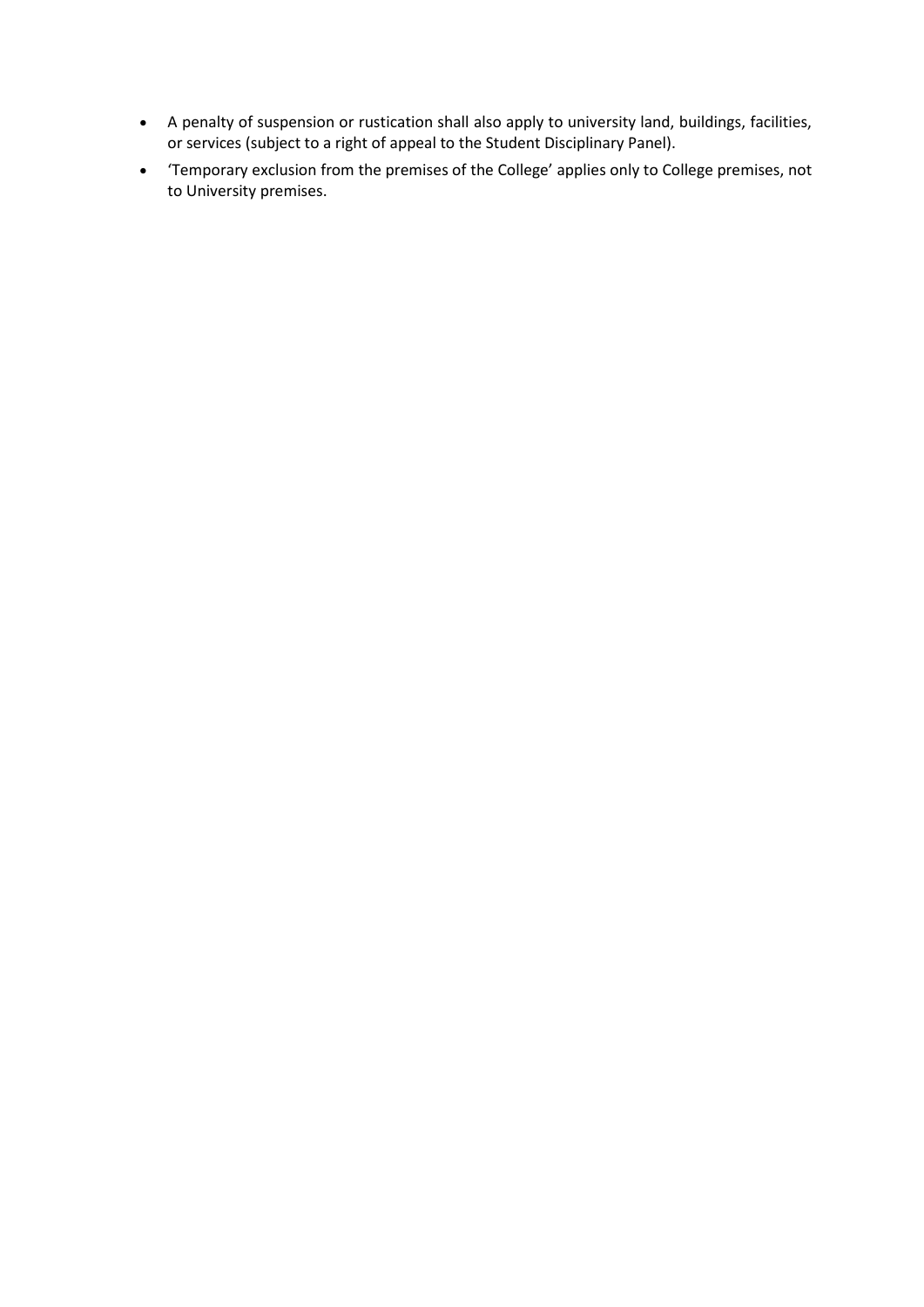- A penalty of suspension or rustication shall also apply to university land, buildings, facilities, or services (subject to a right of appeal to the Student Disciplinary Panel).
- 'Temporary exclusion from the premises of the College' applies only to College premises, not to University premises.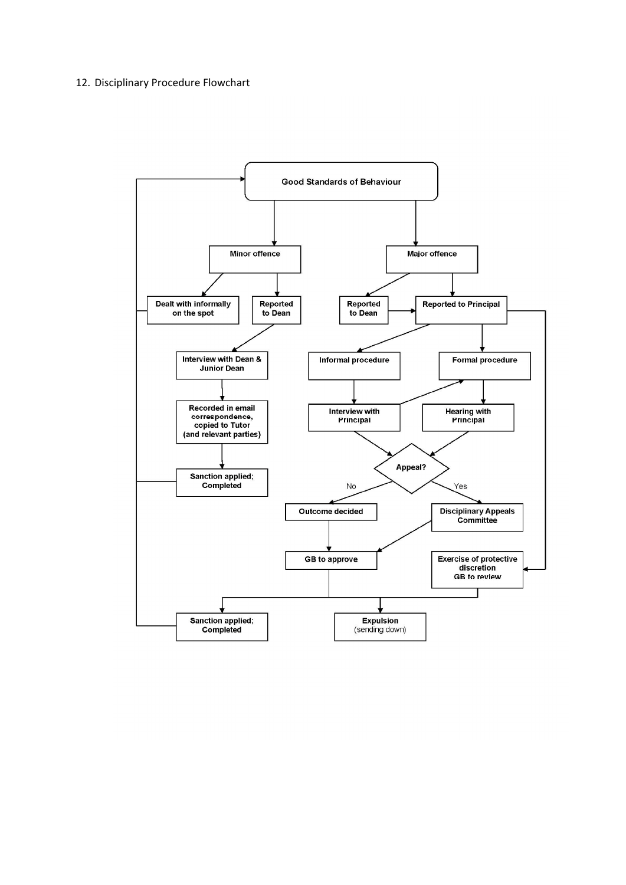## 12. Disciplinary Procedure Flowchart

Good Standards of Behaviour

Minor offence

Major offence

Dealt with informally on the spot

Reported to Dean

Reported to Dean

Reported to Principal

Interview with Dean & Junior Dean

Informal procedure

Formal procedure

Recorded in email correspondence, copied to Tutor (and relevant parties)

Interview with Principal

Hearing with Principal

Appeal?

No

Yes

Sanction applied; Completed

Outcome decided

Disciplinary Appeals Committee

GB to approve

Exercise of protective discretion GB to review

Sanction applied; Completed

Expulsion (sending down)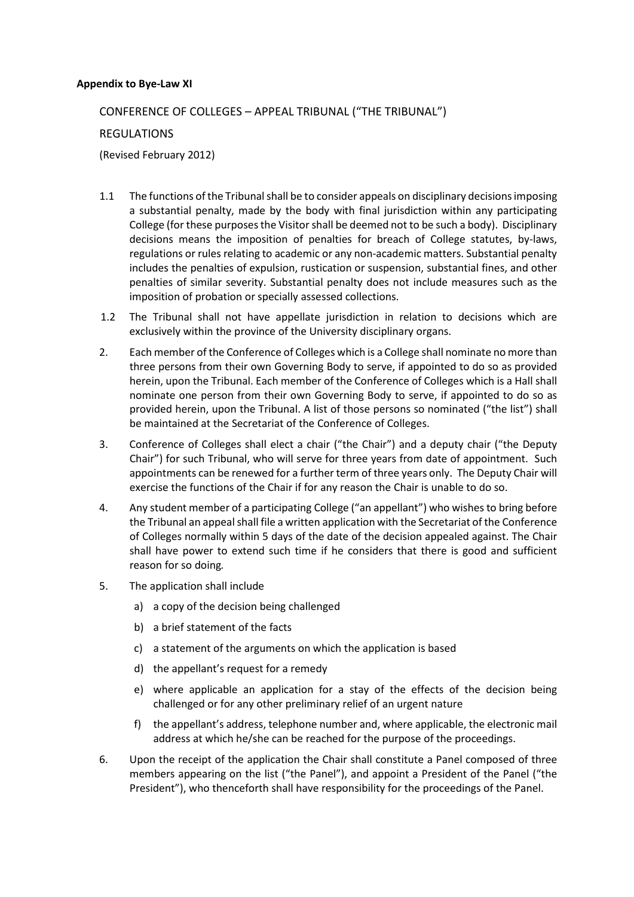**Appendix to Bye-Law XI**

CONFERENCE OF COLLEGES – APPEAL TRIBUNAL ("THE TRIBUNAL")

REGULATIONS

(Revised February 2012)

1.1 The functions of the Tribunal shall be to consider appeals on disciplinary decisions imposing a substantial penalty, made by the body with final jurisdiction within any participating College (for these purposes the Visitor shall be deemed not to be such a body). Disciplinary decisions means the imposition of penalties for breach of College statutes, by-laws, regulations or rules relating to academic or any non-academic matters. Substantial penalty includes the penalties of expulsion, rustication or suspension, substantial fines, and other penalties of similar severity. Substantial penalty does not include measures such as the imposition of probation or specially assessed collections.

1.2 The Tribunal shall not have appellate jurisdiction in relation to decisions which are exclusively within the province of the University disciplinary organs.

2. Each member of the Conference of Colleges which is a College shall nominate no more than three persons from their own Governing Body to serve, if appointed to do so as provided herein, upon the Tribunal. Each member of the Conference of Colleges which is a Hall shall nominate one person from their own Governing Body to serve, if appointed to do so as provided herein, upon the Tribunal. A list of those persons so nominated ("the list") shall be maintained at the Secretariat of the Conference of Colleges.

3. Conference of Colleges shall elect a chair ("the Chair") and a deputy chair ("the Deputy Chair") for such Tribunal, who will serve for three years from date of appointment. Such appointments can be renewed for a further term of three years only. The Deputy Chair will exercise the functions of the Chair if for any reason the Chair is unable to do so.

4. Any student member of a participating College ("an appellant") who wishes to bring before the Tribunal an appeal shall file a written application with the Secretariat of the Conference of Colleges normally within 5 days of the date of the decision appealed against. The Chair shall have power to extend such time if he considers that there is good and sufficient reason for so doing.

5. The application shall include

   a) a copy of the decision being challenged

   b) a brief statement of the facts

   c) a statement of the arguments on which the application is based

   d) the appellant's request for a remedy

   e) where applicable an application for a stay of the effects of the decision being challenged or for any other preliminary relief of an urgent nature

   f) the appellant's address, telephone number and, where applicable, the electronic mail address at which he/she can be reached for the purpose of the proceedings.

6. Upon the receipt of the application the Chair shall constitute a Panel composed of three members appearing on the list ("the Panel"), and appoint a President of the Panel ("the President"), who thenceforth shall have responsibility for the proceedings of the Panel.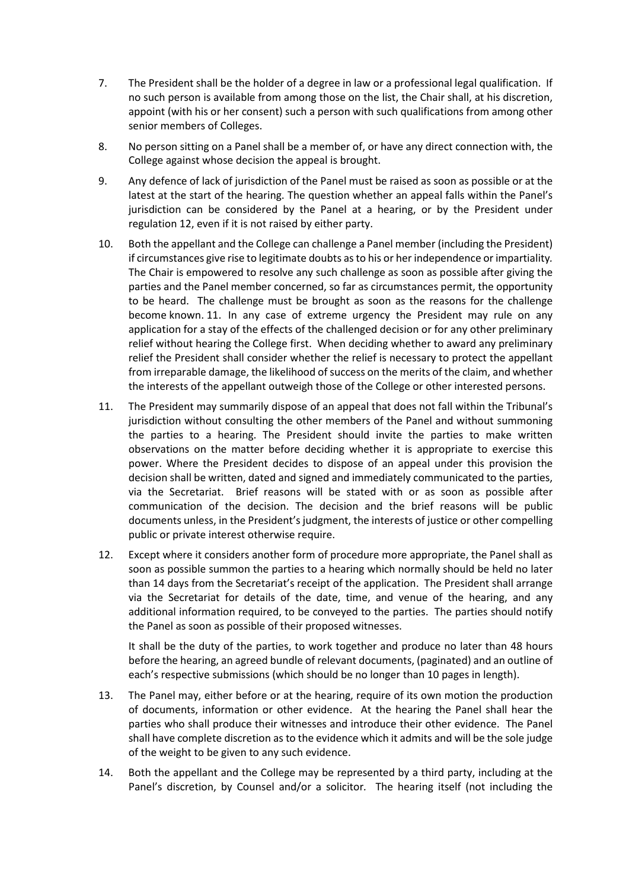7. The President shall be the holder of a degree in law or a professional legal qualification. If no such person is available from among those on the list, the Chair shall, at his discretion, appoint (with his or her consent) such a person with such qualifications from among other senior members of Colleges.

8. No person sitting on a Panel shall be a member of, or have any direct connection with, the College against whose decision the appeal is brought.

9. Any defence of lack of jurisdiction of the Panel must be raised as soon as possible or at the latest at the start of the hearing. The question whether an appeal falls within the Panel's jurisdiction can be considered by the Panel at a hearing, or by the President under regulation 12, even if it is not raised by either party.

10. Both the appellant and the College can challenge a Panel member (including the President) if circumstances give rise to legitimate doubts as to his or her independence or impartiality. The Chair is empowered to resolve any such challenge as soon as possible after giving the parties and the Panel member concerned, so far as circumstances permit, the opportunity to be heard. The challenge must be brought as soon as the reasons for the challenge become known. 11. In any case of extreme urgency the President may rule on any application for a stay of the effects of the challenged decision or for any other preliminary relief without hearing the College first. When deciding whether to award any preliminary relief the President shall consider whether the relief is necessary to protect the appellant from irreparable damage, the likelihood of success on the merits of the claim, and whether the interests of the appellant outweigh those of the College or other interested persons.

11. The President may summarily dispose of an appeal that does not fall within the Tribunal's jurisdiction without consulting the other members of the Panel and without summoning the parties to a hearing. The President should invite the parties to make written observations on the matter before deciding whether it is appropriate to exercise this power. Where the President decides to dispose of an appeal under this provision the decision shall be written, dated and signed and immediately communicated to the parties, via the Secretariat. Brief reasons will be stated with or as soon as possible after communication of the decision. The decision and the brief reasons will be public documents unless, in the President's judgment, the interests of justice or other compelling public or private interest otherwise require.

12. Except where it considers another form of procedure more appropriate, the Panel shall as soon as possible summon the parties to a hearing which normally should be held no later than 14 days from the Secretariat's receipt of the application. The President shall arrange via the Secretariat for details of the date, time, and venue of the hearing, and any additional information required, to be conveyed to the parties. The parties should notify the Panel as soon as possible of their proposed witnesses.

    It shall be the duty of the parties, to work together and produce no later than 48 hours before the hearing, an agreed bundle of relevant documents, (paginated) and an outline of each's respective submissions (which should be no longer than 10 pages in length).

13. The Panel may, either before or at the hearing, require of its own motion the production of documents, information or other evidence. At the hearing the Panel shall hear the parties who shall produce their witnesses and introduce their other evidence. The Panel shall have complete discretion as to the evidence which it admits and will be the sole judge of the weight to be given to any such evidence.

14. Both the appellant and the College may be represented by a third party, including at the Panel's discretion, by Counsel and/or a solicitor. The hearing itself (not including the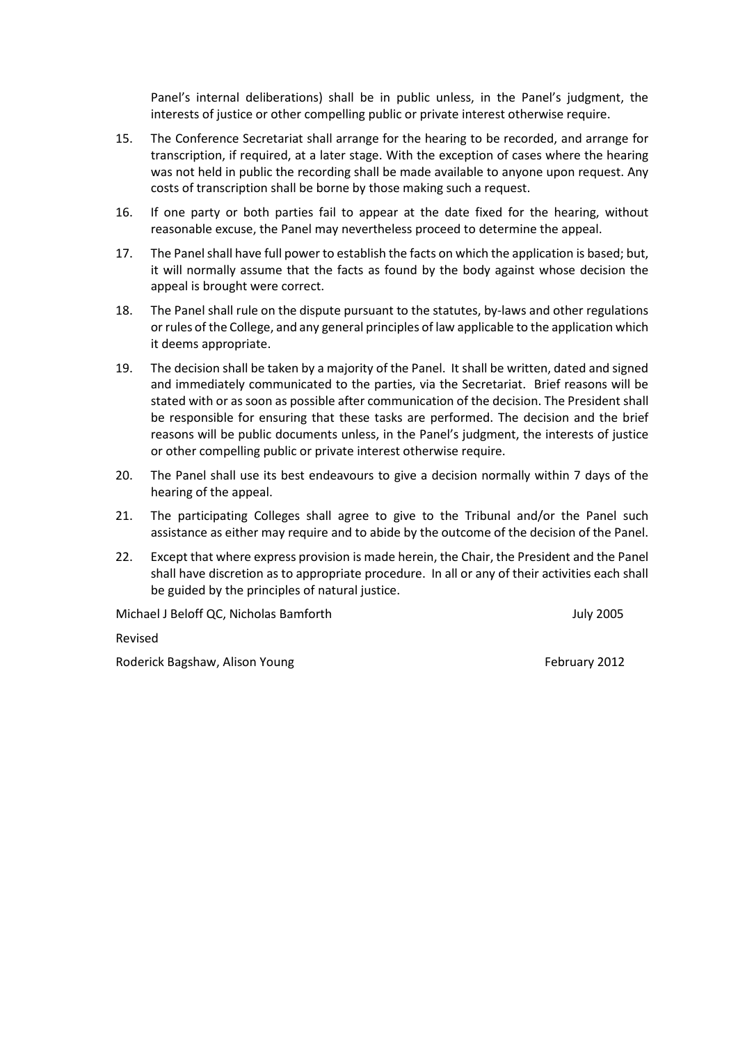Panel's internal deliberations) shall be in public unless, in the Panel's judgment, the interests of justice or other compelling public or private interest otherwise require.

15. The Conference Secretariat shall arrange for the hearing to be recorded, and arrange for transcription, if required, at a later stage. With the exception of cases where the hearing was not held in public the recording shall be made available to anyone upon request. Any costs of transcription shall be borne by those making such a request.

16. If one party or both parties fail to appear at the date fixed for the hearing, without reasonable excuse, the Panel may nevertheless proceed to determine the appeal.

17. The Panel shall have full power to establish the facts on which the application is based; but, it will normally assume that the facts as found by the body against whose decision the appeal is brought were correct.

18. The Panel shall rule on the dispute pursuant to the statutes, by-laws and other regulations or rules of the College, and any general principles of law applicable to the application which it deems appropriate.

19. The decision shall be taken by a majority of the Panel. It shall be written, dated and signed and immediately communicated to the parties, via the Secretariat. Brief reasons will be stated with or as soon as possible after communication of the decision. The President shall be responsible for ensuring that these tasks are performed. The decision and the brief reasons will be public documents unless, in the Panel's judgment, the interests of justice or other compelling public or private interest otherwise require.

20. The Panel shall use its best endeavours to give a decision normally within 7 days of the hearing of the appeal.

21. The participating Colleges shall agree to give to the Tribunal and/or the Panel such assistance as either may require and to abide by the outcome of the decision of the Panel.

22. Except that where express provision is made herein, the Chair, the President and the Panel shall have discretion as to appropriate procedure. In all or any of their activities each shall be guided by the principles of natural justice.

Michael J Beloff QC, Nicholas Bamforth July 2005

Revised

Roderick Bagshaw, Alison Young February 2012